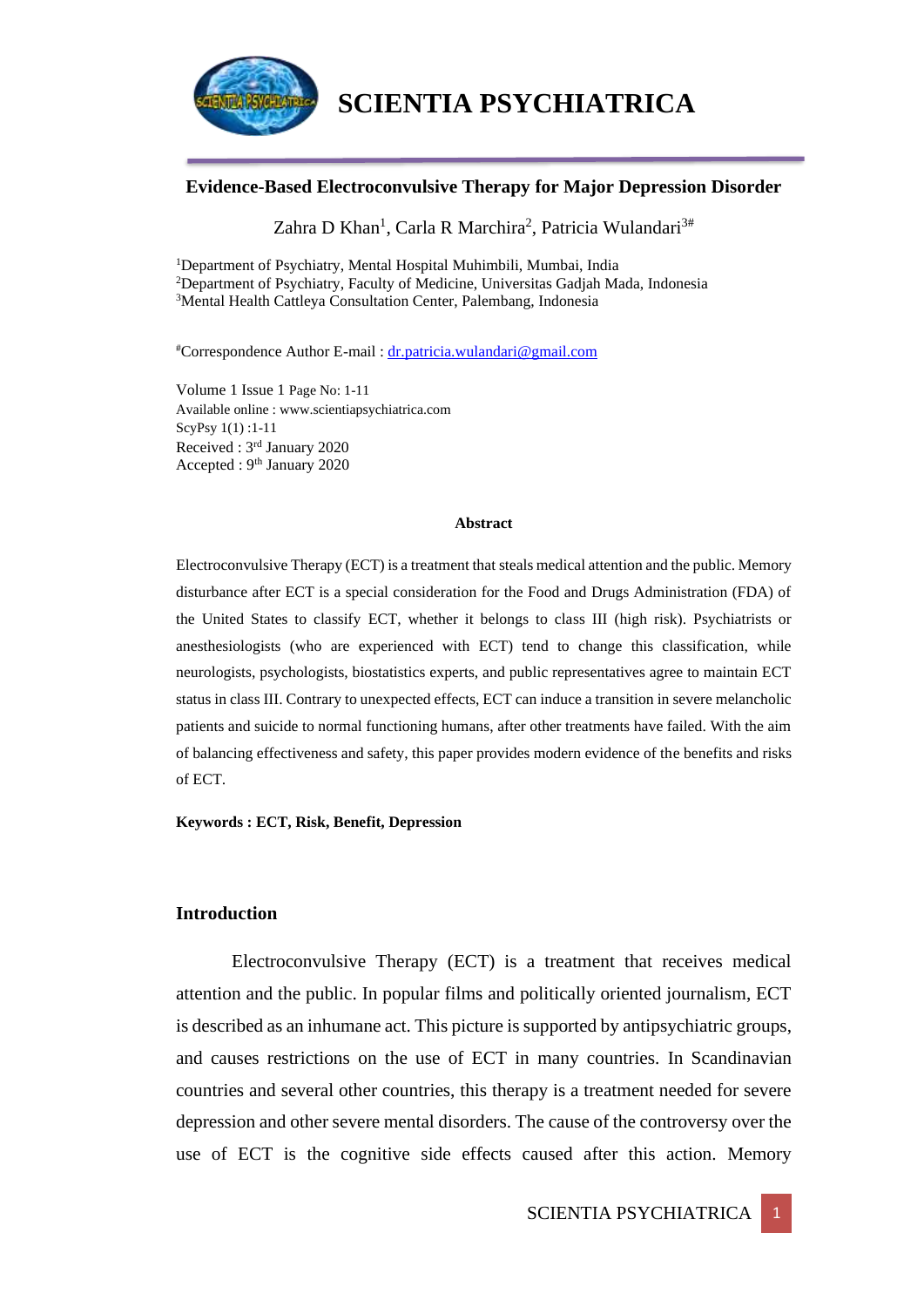# Evidence-Based Electroconvulsive Therapy for Major Depression Disorder

Zahra D Khan[1], Carla R Marchira[2], Patricia Wulandari[3#]

[1]Department of Psychiatry, Mental Hospital Muhimbili, Mumbai, India
[2]Department of Psychiatry, Faculty of Medicine, Universitas Gadjah Mada, Indonesia
[3]Mental Health Cattleya Consultation Center, Palembang, Indonesia

[#]Correspondence Author E-mail : dr.patricia.wulandari@gmail.com

Volume 1 Issue 1 Page No: 1-11
Available online : www.scientiapsychiatrica.com
ScyPsy 1(1) :1-11
Received : 3rd January 2020
Accepted : 9th January 2020

**Abstract**

Electroconvulsive Therapy (ECT) is a treatment that steals medical attention and the public. Memory disturbance after ECT is a special consideration for the Food and Drugs Administration (FDA) of the United States to classify ECT, whether it belongs to class III (high risk). Psychiatrists or anesthesiologists (who are experienced with ECT) tend to change this classification, while neurologists, psychologists, biostatistics experts, and public representatives agree to maintain ECT status in class III. Contrary to unexpected effects, ECT can induce a transition in severe melancholic patients and suicide to normal functioning humans, after other treatments have failed. With the aim of balancing effectiveness and safety, this paper provides modern evidence of the benefits and risks of ECT.

**Keywords : ECT, Risk, Benefit, Depression**

## Introduction

Electroconvulsive Therapy (ECT) is a treatment that receives medical attention and the public. In popular films and politically oriented journalism, ECT is described as an inhumane act. This picture is supported by antipsychiatric groups, and causes restrictions on the use of ECT in many countries. In Scandinavian countries and several other countries, this therapy is a treatment needed for severe depression and other severe mental disorders. The cause of the controversy over the use of ECT is the cognitive side effects caused after this action. Memory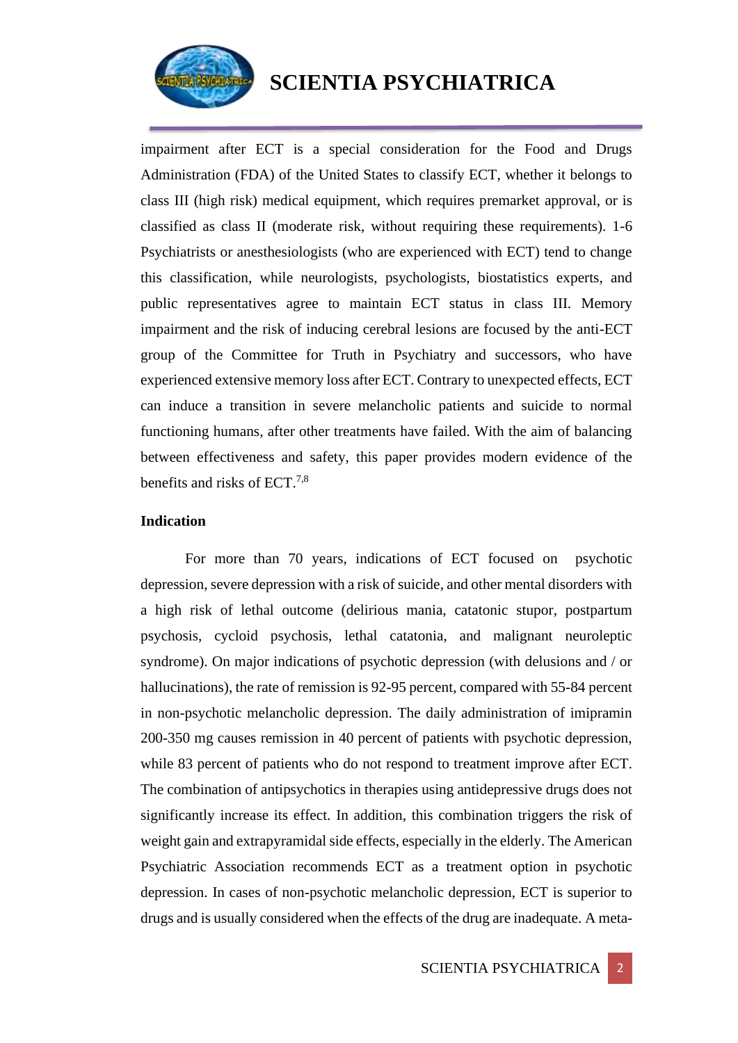impairment after ECT is a special consideration for the Food and Drugs Administration (FDA) of the United States to classify ECT, whether it belongs to class III (high risk) medical equipment, which requires premarket approval, or is classified as class II (moderate risk, without requiring these requirements). 1-6 Psychiatrists or anesthesiologists (who are experienced with ECT) tend to change this classification, while neurologists, psychologists, biostatistics experts, and public representatives agree to maintain ECT status in class III. Memory impairment and the risk of inducing cerebral lesions are focused by the anti-ECT group of the Committee for Truth in Psychiatry and successors, who have experienced extensive memory loss after ECT. Contrary to unexpected effects, ECT can induce a transition in severe melancholic patients and suicide to normal functioning humans, after other treatments have failed. With the aim of balancing between effectiveness and safety, this paper provides modern evidence of the benefits and risks of ECT.[7,8]

**Indication**

For more than 70 years, indications of ECT focused on psychotic depression, severe depression with a risk of suicide, and other mental disorders with a high risk of lethal outcome (delirious mania, catatonic stupor, postpartum psychosis, cycloid psychosis, lethal catatonia, and malignant neuroleptic syndrome). On major indications of psychotic depression (with delusions and / or hallucinations), the rate of remission is 92-95 percent, compared with 55-84 percent in non-psychotic melancholic depression. The daily administration of imipramin 200-350 mg causes remission in 40 percent of patients with psychotic depression, while 83 percent of patients who do not respond to treatment improve after ECT. The combination of antipsychotics in therapies using antidepressive drugs does not significantly increase its effect. In addition, this combination triggers the risk of weight gain and extrapyramidal side effects, especially in the elderly. The American Psychiatric Association recommends ECT as a treatment option in psychotic depression. In cases of non-psychotic melancholic depression, ECT is superior to drugs and is usually considered when the effects of the drug are inadequate. A meta-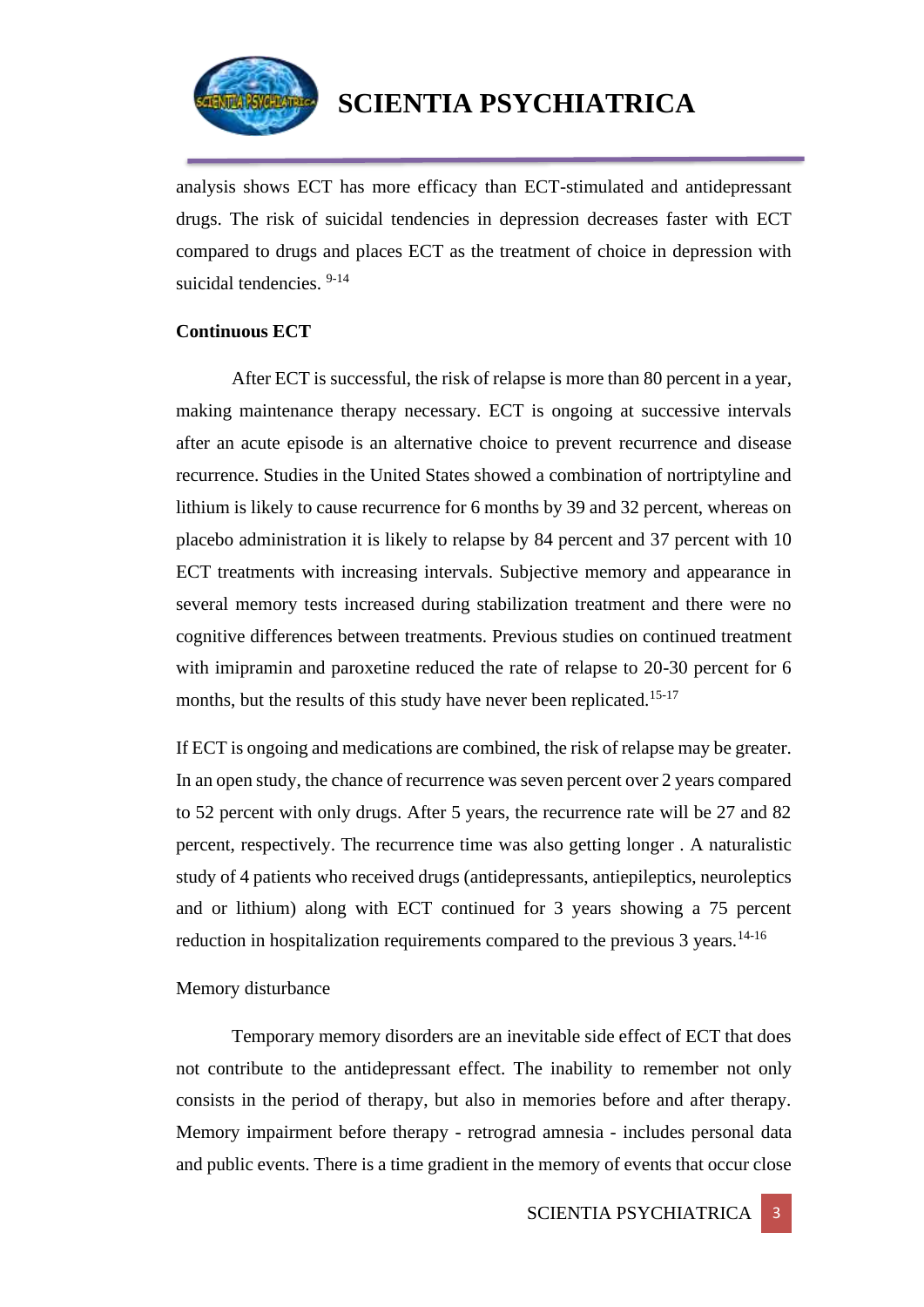analysis shows ECT has more efficacy than ECT-stimulated and antidepressant drugs. The risk of suicidal tendencies in depression decreases faster with ECT compared to drugs and places ECT as the treatment of choice in depression with suicidal tendencies. [9-14]

**Continuous ECT**

After ECT is successful, the risk of relapse is more than 80 percent in a year, making maintenance therapy necessary. ECT is ongoing at successive intervals after an acute episode is an alternative choice to prevent recurrence and disease recurrence. Studies in the United States showed a combination of nortriptyline and lithium is likely to cause recurrence for 6 months by 39 and 32 percent, whereas on placebo administration it is likely to relapse by 84 percent and 37 percent with 10 ECT treatments with increasing intervals. Subjective memory and appearance in several memory tests increased during stabilization treatment and there were no cognitive differences between treatments. Previous studies on continued treatment with imipramin and paroxetine reduced the rate of relapse to 20-30 percent for 6 months, but the results of this study have never been replicated.[15-17]

If ECT is ongoing and medications are combined, the risk of relapse may be greater. In an open study, the chance of recurrence was seven percent over 2 years compared to 52 percent with only drugs. After 5 years, the recurrence rate will be 27 and 82 percent, respectively. The recurrence time was also getting longer . A naturalistic study of 4 patients who received drugs (antidepressants, antiepileptics, neuroleptics and or lithium) along with ECT continued for 3 years showing a 75 percent reduction in hospitalization requirements compared to the previous 3 years.[14-16]

Memory disturbance

Temporary memory disorders are an inevitable side effect of ECT that does not contribute to the antidepressant effect. The inability to remember not only consists in the period of therapy, but also in memories before and after therapy. Memory impairment before therapy - retrograd amnesia - includes personal data and public events. There is a time gradient in the memory of events that occur close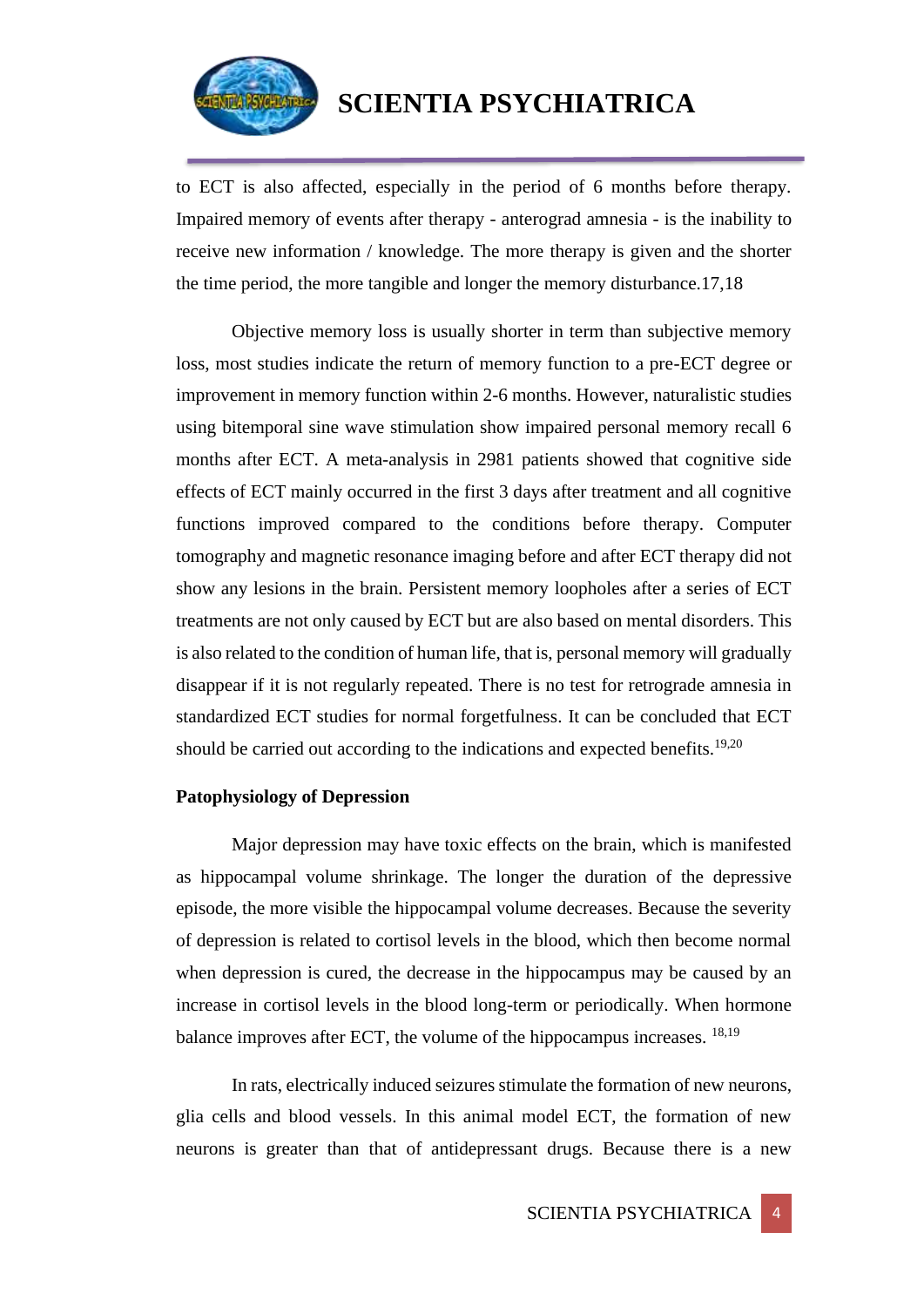to ECT is also affected, especially in the period of 6 months before therapy. Impaired memory of events after therapy - anterograd amnesia - is the inability to receive new information / knowledge. The more therapy is given and the shorter the time period, the more tangible and longer the memory disturbance.17,18

Objective memory loss is usually shorter in term than subjective memory loss, most studies indicate the return of memory function to a pre-ECT degree or improvement in memory function within 2-6 months. However, naturalistic studies using bitemporal sine wave stimulation show impaired personal memory recall 6 months after ECT. A meta-analysis in 2981 patients showed that cognitive side effects of ECT mainly occurred in the first 3 days after treatment and all cognitive functions improved compared to the conditions before therapy. Computer tomography and magnetic resonance imaging before and after ECT therapy did not show any lesions in the brain. Persistent memory loopholes after a series of ECT treatments are not only caused by ECT but are also based on mental disorders. This is also related to the condition of human life, that is, personal memory will gradually disappear if it is not regularly repeated. There is no test for retrograde amnesia in standardized ECT studies for normal forgetfulness. It can be concluded that ECT should be carried out according to the indications and expected benefits.[19,20]

**Patophysiology of Depression**

Major depression may have toxic effects on the brain, which is manifested as hippocampal volume shrinkage. The longer the duration of the depressive episode, the more visible the hippocampal volume decreases. Because the severity of depression is related to cortisol levels in the blood, which then become normal when depression is cured, the decrease in the hippocampus may be caused by an increase in cortisol levels in the blood long-term or periodically. When hormone balance improves after ECT, the volume of the hippocampus increases. [18,19]

In rats, electrically induced seizures stimulate the formation of new neurons, glia cells and blood vessels. In this animal model ECT, the formation of new neurons is greater than that of antidepressant drugs. Because there is a new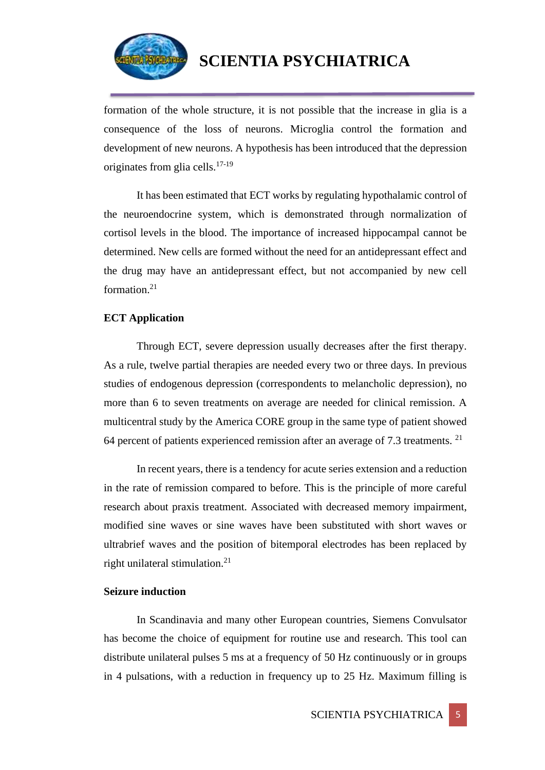formation of the whole structure, it is not possible that the increase in glia is a consequence of the loss of neurons. Microglia control the formation and development of new neurons. A hypothesis has been introduced that the depression originates from glia cells.[17-19]

It has been estimated that ECT works by regulating hypothalamic control of the neuroendocrine system, which is demonstrated through normalization of cortisol levels in the blood. The importance of increased hippocampal cannot be determined. New cells are formed without the need for an antidepressant effect and the drug may have an antidepressant effect, but not accompanied by new cell formation.[21]

**ECT Application**

Through ECT, severe depression usually decreases after the first therapy. As a rule, twelve partial therapies are needed every two or three days. In previous studies of endogenous depression (correspondents to melancholic depression), no more than 6 to seven treatments on average are needed for clinical remission. A multicentral study by the America CORE group in the same type of patient showed 64 percent of patients experienced remission after an average of 7.3 treatments. [21]

In recent years, there is a tendency for acute series extension and a reduction in the rate of remission compared to before. This is the principle of more careful research about praxis treatment. Associated with decreased memory impairment, modified sine waves or sine waves have been substituted with short waves or ultrabrief waves and the position of bitemporal electrodes has been replaced by right unilateral stimulation.[21]

**Seizure induction**

In Scandinavia and many other European countries, Siemens Convulsator has become the choice of equipment for routine use and research. This tool can distribute unilateral pulses 5 ms at a frequency of 50 Hz continuously or in groups in 4 pulsations, with a reduction in frequency up to 25 Hz. Maximum filling is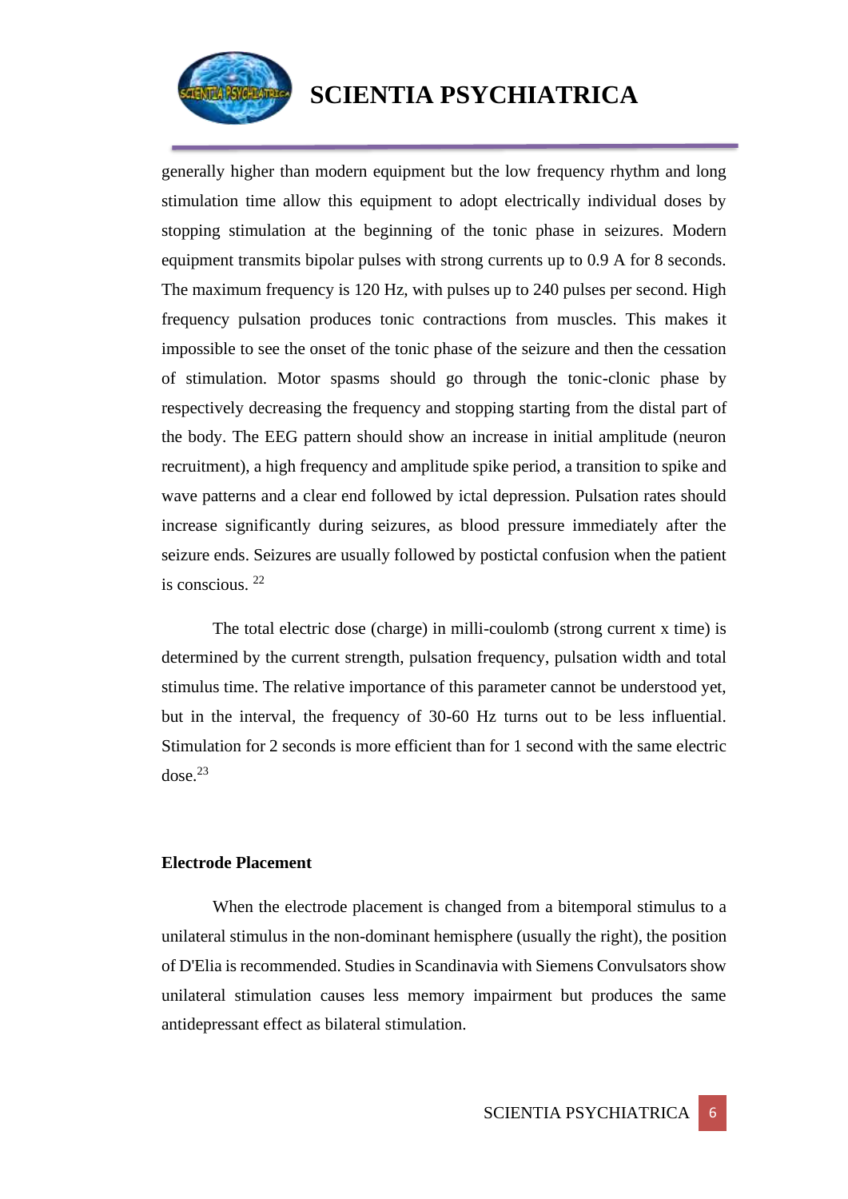generally higher than modern equipment but the low frequency rhythm and long stimulation time allow this equipment to adopt electrically individual doses by stopping stimulation at the beginning of the tonic phase in seizures. Modern equipment transmits bipolar pulses with strong currents up to 0.9 A for 8 seconds. The maximum frequency is 120 Hz, with pulses up to 240 pulses per second. High frequency pulsation produces tonic contractions from muscles. This makes it impossible to see the onset of the tonic phase of the seizure and then the cessation of stimulation. Motor spasms should go through the tonic-clonic phase by respectively decreasing the frequency and stopping starting from the distal part of the body. The EEG pattern should show an increase in initial amplitude (neuron recruitment), a high frequency and amplitude spike period, a transition to spike and wave patterns and a clear end followed by ictal depression. Pulsation rates should increase significantly during seizures, as blood pressure immediately after the seizure ends. Seizures are usually followed by postictal confusion when the patient is conscious. [22]

The total electric dose (charge) in milli-coulomb (strong current x time) is determined by the current strength, pulsation frequency, pulsation width and total stimulus time. The relative importance of this parameter cannot be understood yet, but in the interval, the frequency of 30-60 Hz turns out to be less influential. Stimulation for 2 seconds is more efficient than for 1 second with the same electric dose.[23]

**Electrode Placement**

When the electrode placement is changed from a bitemporal stimulus to a unilateral stimulus in the non-dominant hemisphere (usually the right), the position of D'Elia is recommended. Studies in Scandinavia with Siemens Convulsators show unilateral stimulation causes less memory impairment but produces the same antidepressant effect as bilateral stimulation.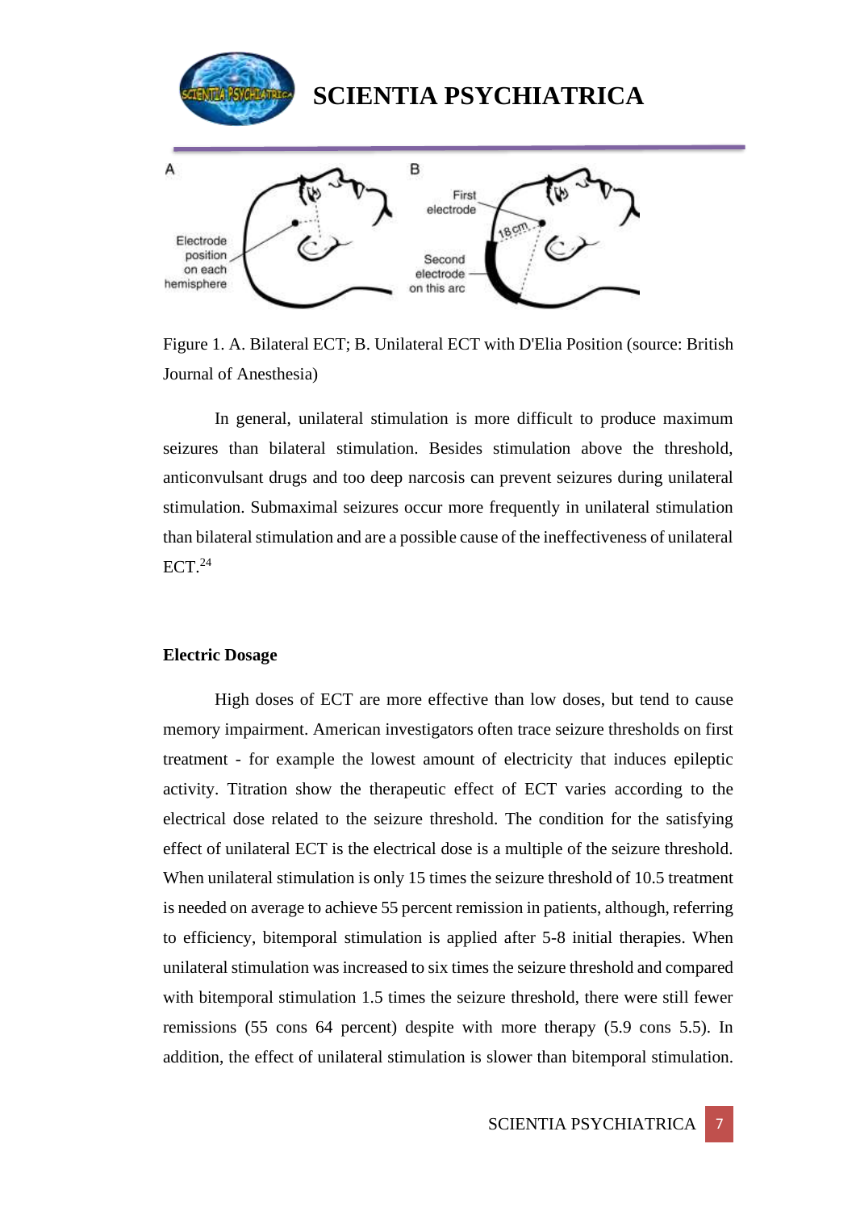Figure 1. A. Bilateral ECT; B. Unilateral ECT with D'Elia Position (source: British Journal of Anesthesia)

In general, unilateral stimulation is more difficult to produce maximum seizures than bilateral stimulation. Besides stimulation above the threshold, anticonvulsant drugs and too deep narcosis can prevent seizures during unilateral stimulation. Submaximal seizures occur more frequently in unilateral stimulation than bilateral stimulation and are a possible cause of the ineffectiveness of unilateral ECT.[24]

**Electric Dosage**

High doses of ECT are more effective than low doses, but tend to cause memory impairment. American investigators often trace seizure thresholds on first treatment - for example the lowest amount of electricity that induces epileptic activity. Titration show the therapeutic effect of ECT varies according to the electrical dose related to the seizure threshold. The condition for the satisfying effect of unilateral ECT is the electrical dose is a multiple of the seizure threshold. When unilateral stimulation is only 15 times the seizure threshold of 10.5 treatment is needed on average to achieve 55 percent remission in patients, although, referring to efficiency, bitemporal stimulation is applied after 5-8 initial therapies. When unilateral stimulation was increased to six times the seizure threshold and compared with bitemporal stimulation 1.5 times the seizure threshold, there were still fewer remissions (55 cons 64 percent) despite with more therapy (5.9 cons 5.5). In addition, the effect of unilateral stimulation is slower than bitemporal stimulation.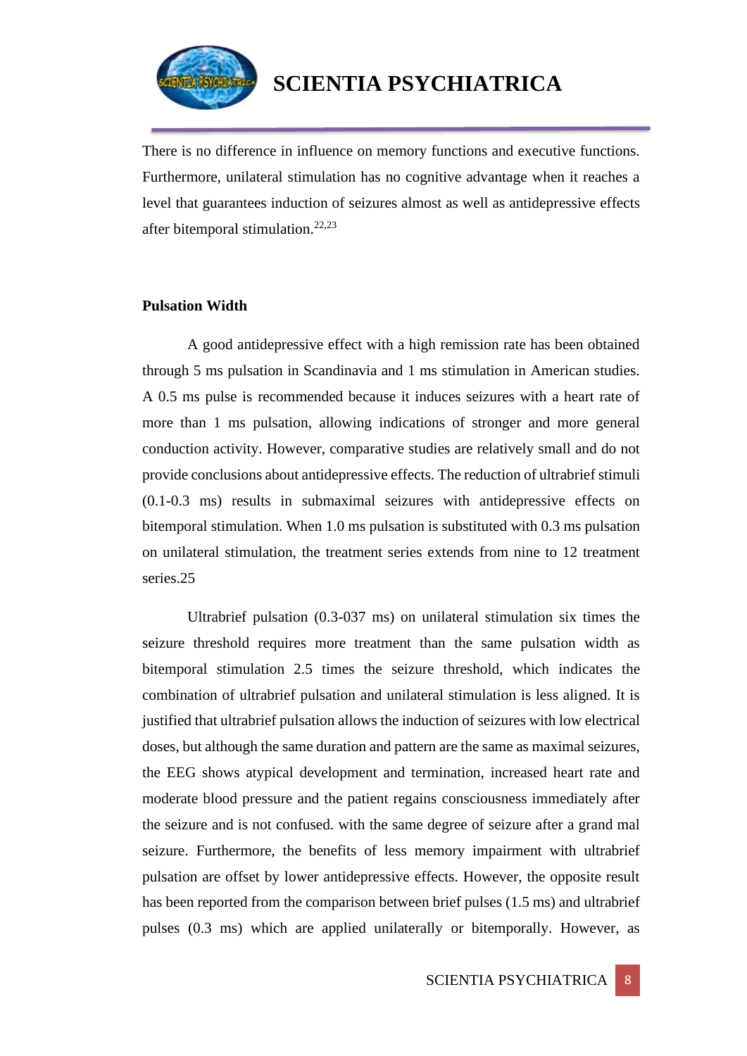There is no difference in influence on memory functions and executive functions. Furthermore, unilateral stimulation has no cognitive advantage when it reaches a level that guarantees induction of seizures almost as well as antidepressive effects after bitemporal stimulation.[22,23]

**Pulsation Width**

A good antidepressive effect with a high remission rate has been obtained through 5 ms pulsation in Scandinavia and 1 ms stimulation in American studies. A 0.5 ms pulse is recommended because it induces seizures with a heart rate of more than 1 ms pulsation, allowing indications of stronger and more general conduction activity. However, comparative studies are relatively small and do not provide conclusions about antidepressive effects. The reduction of ultrabrief stimuli (0.1-0.3 ms) results in submaximal seizures with antidepressive effects on bitemporal stimulation. When 1.0 ms pulsation is substituted with 0.3 ms pulsation on unilateral stimulation, the treatment series extends from nine to 12 treatment series.25

Ultrabrief pulsation (0.3-037 ms) on unilateral stimulation six times the seizure threshold requires more treatment than the same pulsation width as bitemporal stimulation 2.5 times the seizure threshold, which indicates the combination of ultrabrief pulsation and unilateral stimulation is less aligned. It is justified that ultrabrief pulsation allows the induction of seizures with low electrical doses, but although the same duration and pattern are the same as maximal seizures, the EEG shows atypical development and termination, increased heart rate and moderate blood pressure and the patient regains consciousness immediately after the seizure and is not confused. with the same degree of seizure after a grand mal seizure. Furthermore, the benefits of less memory impairment with ultrabrief pulsation are offset by lower antidepressive effects. However, the opposite result has been reported from the comparison between brief pulses (1.5 ms) and ultrabrief pulses (0.3 ms) which are applied unilaterally or bitemporally. However, as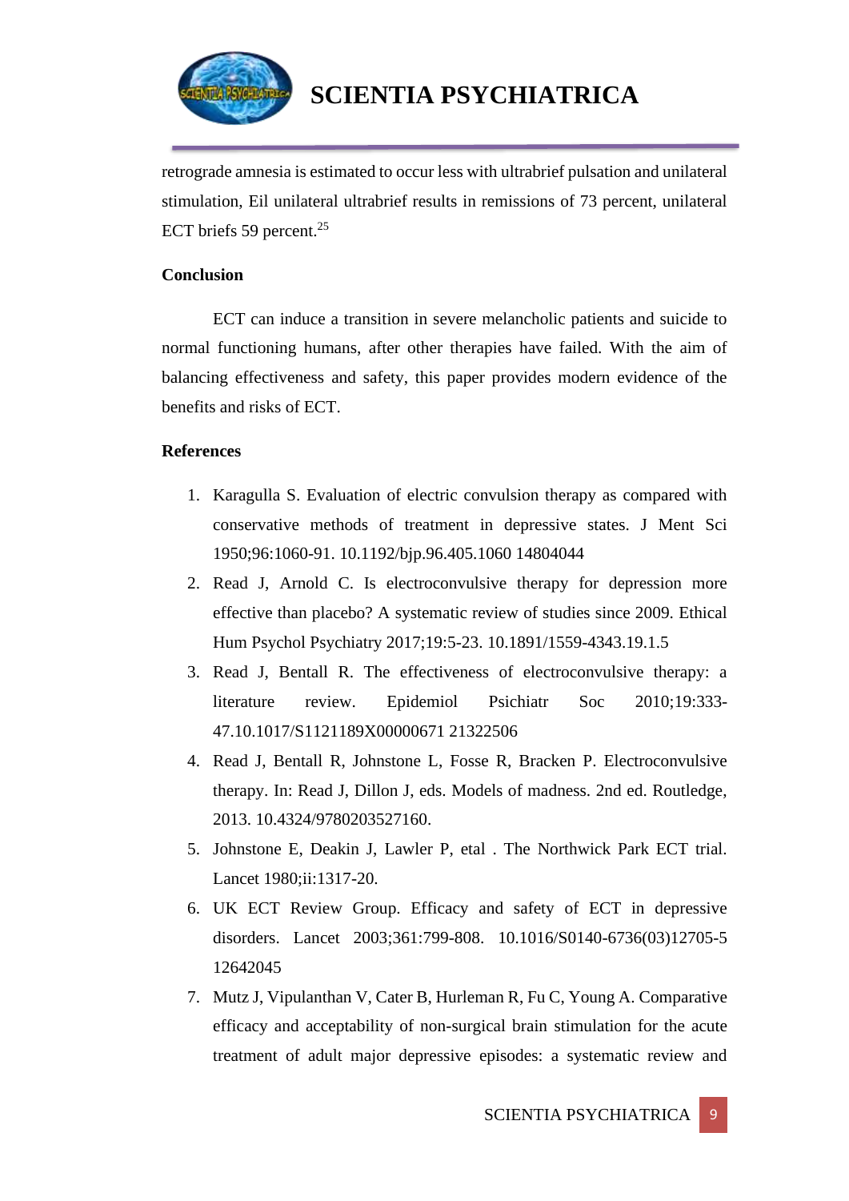retrograde amnesia is estimated to occur less with ultrabrief pulsation and unilateral stimulation, Eil unilateral ultrabrief results in remissions of 73 percent, unilateral ECT briefs 59 percent.[25]

**Conclusion**

ECT can induce a transition in severe melancholic patients and suicide to normal functioning humans, after other therapies have failed. With the aim of balancing effectiveness and safety, this paper provides modern evidence of the benefits and risks of ECT.

**References**

1. Karagulla S. Evaluation of electric convulsion therapy as compared with conservative methods of treatment in depressive states. J Ment Sci 1950;96:1060-91. 10.1192/bjp.96.405.1060 14804044
2. Read J, Arnold C. Is electroconvulsive therapy for depression more effective than placebo? A systematic review of studies since 2009. Ethical Hum Psychol Psychiatry 2017;19:5-23. 10.1891/1559-4343.19.1.5
3. Read J, Bentall R. The effectiveness of electroconvulsive therapy: a literature review. Epidemiol Psichiatr Soc 2010;19:333-47.10.1017/S1121189X00000671 21322506
4. Read J, Bentall R, Johnstone L, Fosse R, Bracken P. Electroconvulsive therapy. In: Read J, Dillon J, eds. Models of madness. 2nd ed. Routledge, 2013. 10.4324/9780203527160.
5. Johnstone E, Deakin J, Lawler P, etal . The Northwick Park ECT trial. Lancet 1980;ii:1317-20.
6. UK ECT Review Group. Efficacy and safety of ECT in depressive disorders. Lancet 2003;361:799-808. 10.1016/S0140-6736(03)12705-5 12642045
7. Mutz J, Vipulanthan V, Cater B, Hurleman R, Fu C, Young A. Comparative efficacy and acceptability of non-surgical brain stimulation for the acute treatment of adult major depressive episodes: a systematic review and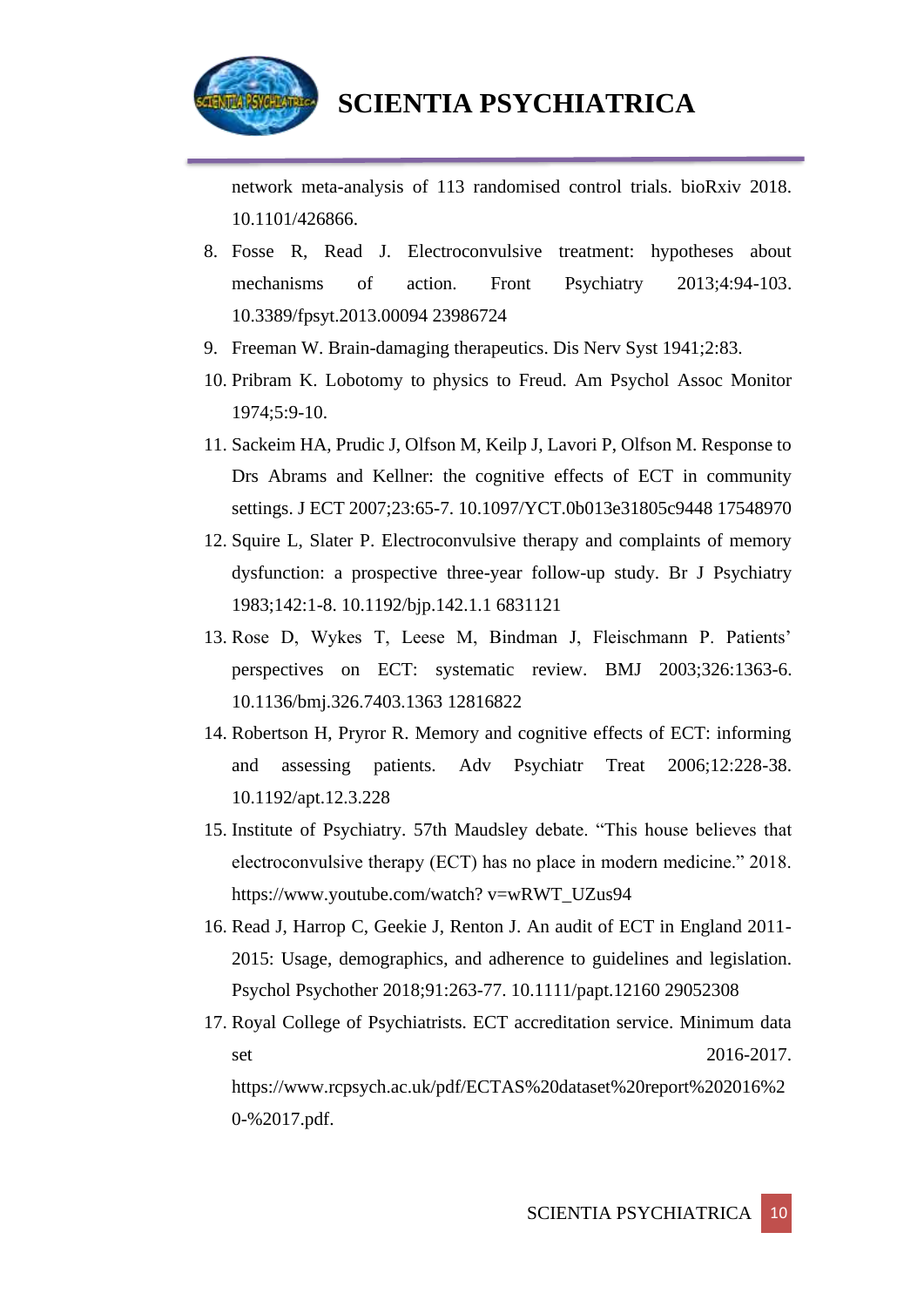network meta-analysis of 113 randomised control trials. bioRxiv 2018. 10.1101/426866.

8. Fosse R, Read J. Electroconvulsive treatment: hypotheses about mechanisms of action. Front Psychiatry 2013;4:94-103. 10.3389/fpsyt.2013.00094 23986724
9. Freeman W. Brain-damaging therapeutics. Dis Nerv Syst 1941;2:83.
10. Pribram K. Lobotomy to physics to Freud. Am Psychol Assoc Monitor 1974;5:9-10.
11. Sackeim HA, Prudic J, Olfson M, Keilp J, Lavori P, Olfson M. Response to Drs Abrams and Kellner: the cognitive effects of ECT in community settings. J ECT 2007;23:65-7. 10.1097/YCT.0b013e31805c9448 17548970
12. Squire L, Slater P. Electroconvulsive therapy and complaints of memory dysfunction: a prospective three-year follow-up study. Br J Psychiatry 1983;142:1-8. 10.1192/bjp.142.1.1 6831121
13. Rose D, Wykes T, Leese M, Bindman J, Fleischmann P. Patients' perspectives on ECT: systematic review. BMJ 2003;326:1363-6. 10.1136/bmj.326.7403.1363 12816822
14. Robertson H, Pryror R. Memory and cognitive effects of ECT: informing and assessing patients. Adv Psychiatr Treat 2006;12:228-38. 10.1192/apt.12.3.228
15. Institute of Psychiatry. 57th Maudsley debate. "This house believes that electroconvulsive therapy (ECT) has no place in modern medicine." 2018. https://www.youtube.com/watch? v=wRWT_UZus94
16. Read J, Harrop C, Geekie J, Renton J. An audit of ECT in England 2011-2015: Usage, demographics, and adherence to guidelines and legislation. Psychol Psychother 2018;91:263-77. 10.1111/papt.12160 29052308
17. Royal College of Psychiatrists. ECT accreditation service. Minimum data set 2016-2017. https://www.rcpsych.ac.uk/pdf/ECTAS%20dataset%20report%202016%20-%2017.pdf.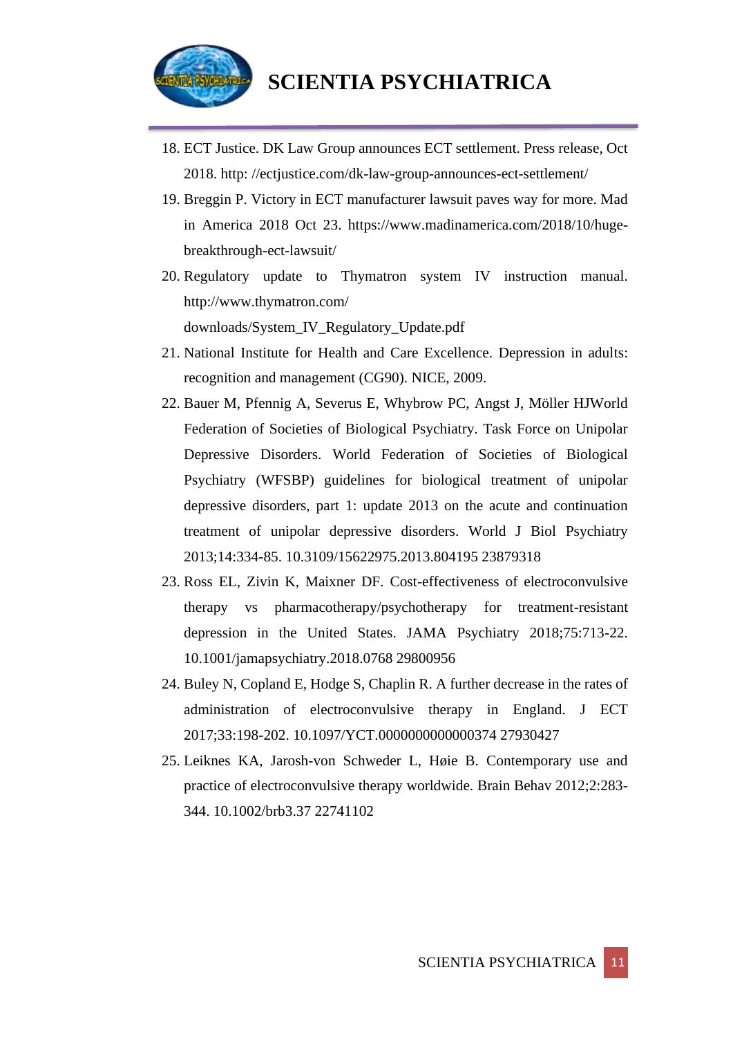18. ECT Justice. DK Law Group announces ECT settlement. Press release, Oct 2018. http: //ectjustice.com/dk-law-group-announces-ect-settlement/
19. Breggin P. Victory in ECT manufacturer lawsuit paves way for more. Mad in America 2018 Oct 23. https://www.madinamerica.com/2018/10/huge-breakthrough-ect-lawsuit/
20. Regulatory update to Thymatron system IV instruction manual. http://www.thymatron.com/ downloads/System_IV_Regulatory_Update.pdf
21. National Institute for Health and Care Excellence. Depression in adults: recognition and management (CG90). NICE, 2009.
22. Bauer M, Pfennig A, Severus E, Whybrow PC, Angst J, Möller HJWorld Federation of Societies of Biological Psychiatry. Task Force on Unipolar Depressive Disorders. World Federation of Societies of Biological Psychiatry (WFSBP) guidelines for biological treatment of unipolar depressive disorders, part 1: update 2013 on the acute and continuation treatment of unipolar depressive disorders. World J Biol Psychiatry 2013;14:334-85. 10.3109/15622975.2013.804195 23879318
23. Ross EL, Zivin K, Maixner DF. Cost-effectiveness of electroconvulsive therapy vs pharmacotherapy/psychotherapy for treatment-resistant depression in the United States. JAMA Psychiatry 2018;75:713-22. 10.1001/jamapsychiatry.2018.0768 29800956
24. Buley N, Copland E, Hodge S, Chaplin R. A further decrease in the rates of administration of electroconvulsive therapy in England. J ECT 2017;33:198-202. 10.1097/YCT.0000000000000374 27930427
25. Leiknes KA, Jarosh-von Schweder L, Høie B. Contemporary use and practice of electroconvulsive therapy worldwide. Brain Behav 2012;2:283-344. 10.1002/brb3.37 22741102